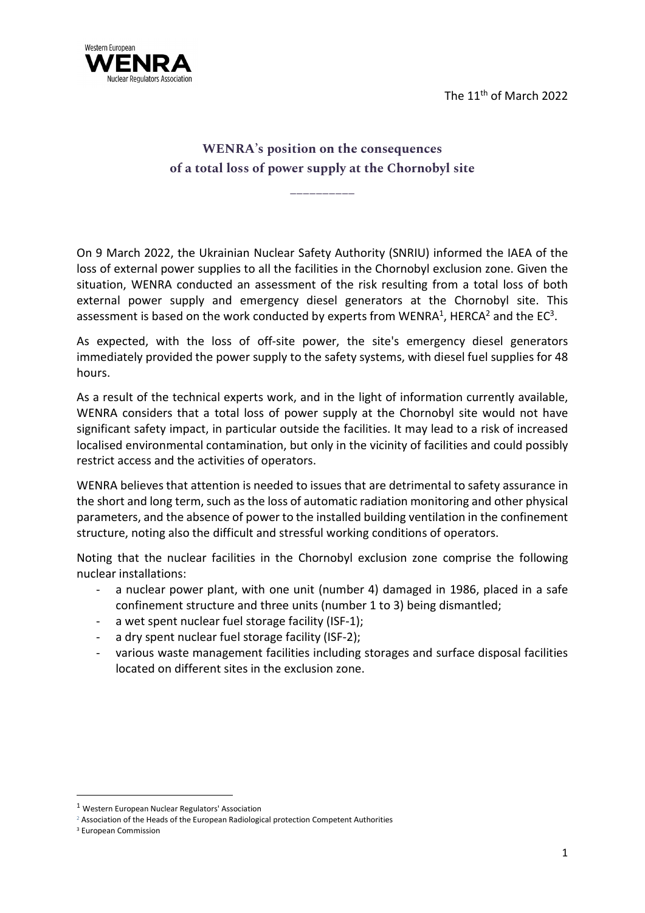The 11th of March 2022

# WENRA's position on the consequences of a total loss of power supply at the Chornobyl site

\_\_\_\_\_\_\_\_\_\_

On 9 March 2022, the Ukrainian Nuclear Safety Authority (SNRIU) informed the IAEA of the loss of external power supplies to all the facilities in the Chornobyl exclusion zone. Given the situation, WENRA conducted an assessment of the risk resulting from a total loss of both external power supply and emergency diesel generators at the Chornobyl site. This assessment is based on the work conducted by experts from WENRA[1], HERCA[2] and the EC[3].

As expected, with the loss of off-site power, the site's emergency diesel generators immediately provided the power supply to the safety systems, with diesel fuel supplies for 48 hours.

As a result of the technical experts work, and in the light of information currently available, WENRA considers that a total loss of power supply at the Chornobyl site would not have significant safety impact, in particular outside the facilities. It may lead to a risk of increased localised environmental contamination, but only in the vicinity of facilities and could possibly restrict access and the activities of operators.

WENRA believes that attention is needed to issues that are detrimental to safety assurance in the short and long term, such as the loss of automatic radiation monitoring and other physical parameters, and the absence of power to the installed building ventilation in the confinement structure, noting also the difficult and stressful working conditions of operators.

Noting that the nuclear facilities in the Chornobyl exclusion zone comprise the following nuclear installations:

- a nuclear power plant, with one unit (number 4) damaged in 1986, placed in a safe confinement structure and three units (number 1 to 3) being dismantled;
- a wet spent nuclear fuel storage facility (ISF-1);
- a dry spent nuclear fuel storage facility (ISF-2);
- various waste management facilities including storages and surface disposal facilities located on different sites in the exclusion zone.

---

[1] Western European Nuclear Regulators' Association

[2] Association of the Heads of the European Radiological protection Competent Authorities

[3] European Commission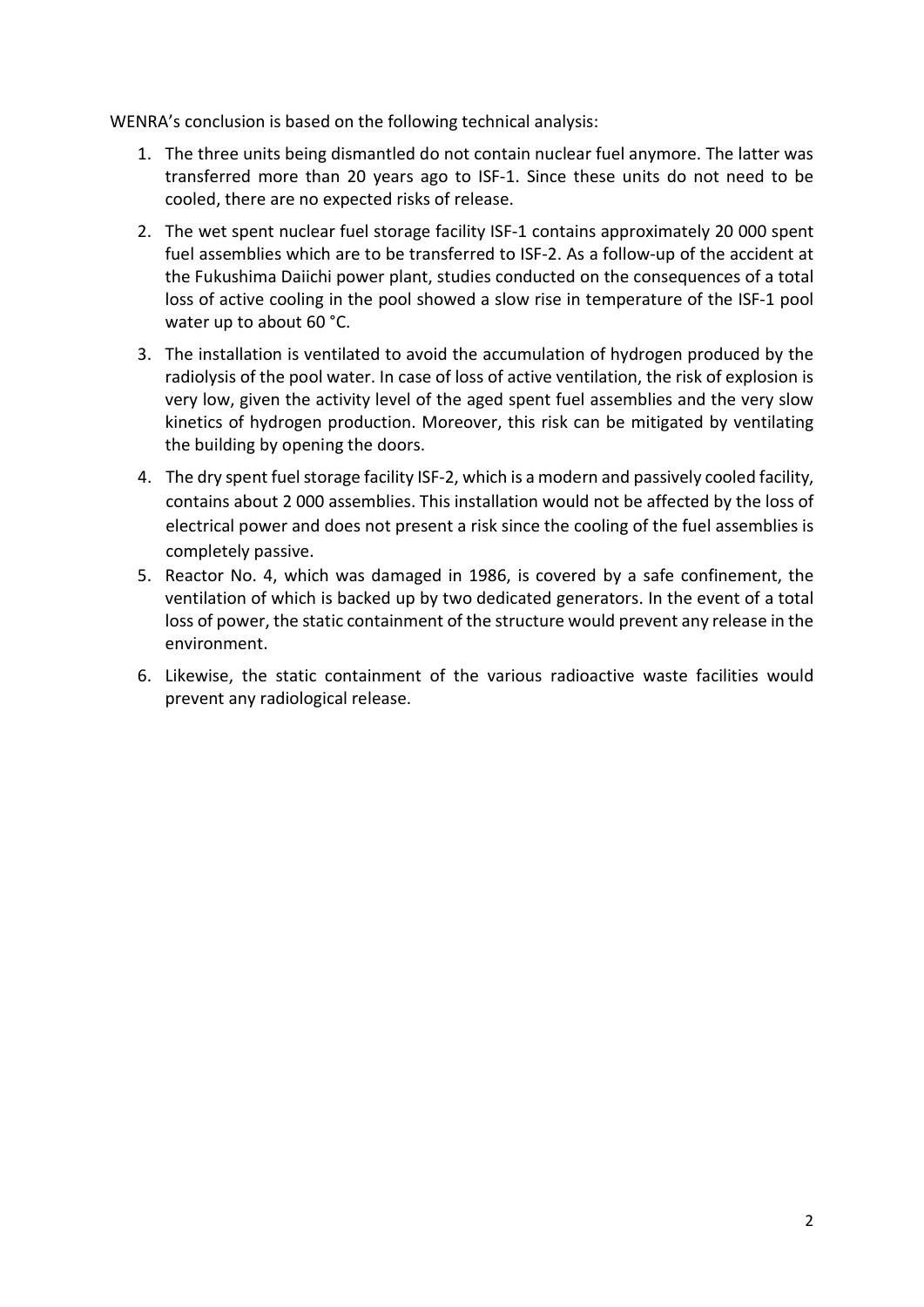WENRA's conclusion is based on the following technical analysis:

1. The three units being dismantled do not contain nuclear fuel anymore. The latter was transferred more than 20 years ago to ISF-1. Since these units do not need to be cooled, there are no expected risks of release.
2. The wet spent nuclear fuel storage facility ISF-1 contains approximately 20 000 spent fuel assemblies which are to be transferred to ISF-2. As a follow-up of the accident at the Fukushima Daiichi power plant, studies conducted on the consequences of a total loss of active cooling in the pool showed a slow rise in temperature of the ISF-1 pool water up to about 60 °C.
3. The installation is ventilated to avoid the accumulation of hydrogen produced by the radiolysis of the pool water. In case of loss of active ventilation, the risk of explosion is very low, given the activity level of the aged spent fuel assemblies and the very slow kinetics of hydrogen production. Moreover, this risk can be mitigated by ventilating the building by opening the doors.
4. The dry spent fuel storage facility ISF-2, which is a modern and passively cooled facility, contains about 2 000 assemblies. This installation would not be affected by the loss of electrical power and does not present a risk since the cooling of the fuel assemblies is completely passive.
5. Reactor No. 4, which was damaged in 1986, is covered by a safe confinement, the ventilation of which is backed up by two dedicated generators. In the event of a total loss of power, the static containment of the structure would prevent any release in the environment.
6. Likewise, the static containment of the various radioactive waste facilities would prevent any radiological release.